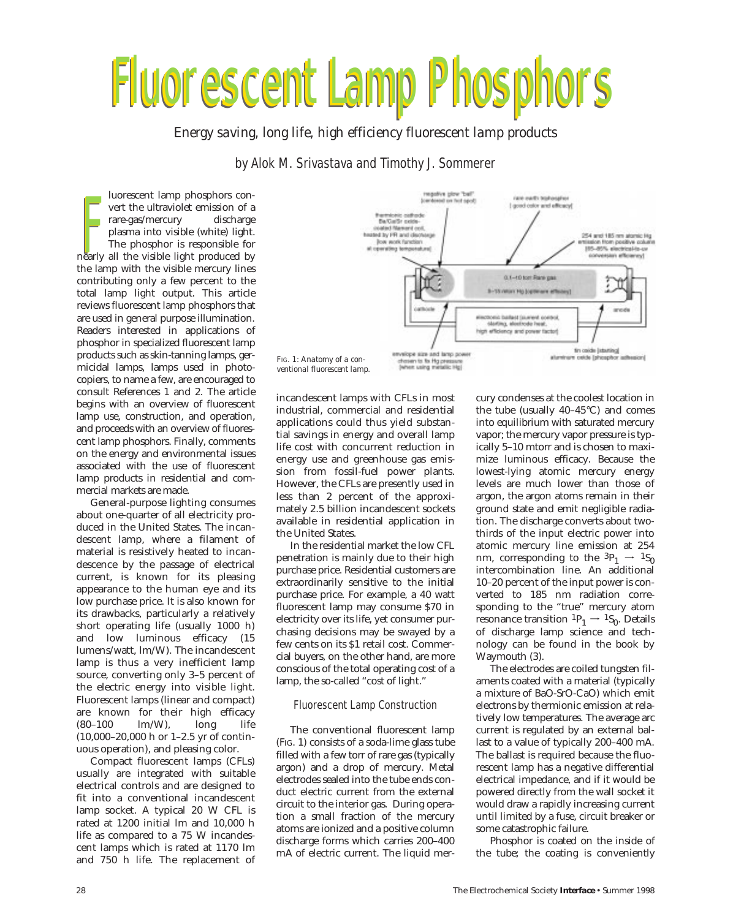# Fluorescent Lamp Phosphors

*Energy saving, long life, high efficiency fluorescent lamp products*

*by Alok M. Srivastava and Timothy J. Sommerer*

Fluorescent lamp phosphors convert the ultraviolet emission of a rare-gas/mercury discharge plasma into visible (white) light. The phosphor is responsible for nearly all the visible light produced by the lamp with the visible mercury lines contributing only a few percent to the total lamp light output. This article reviews fluorescent lamp phosphors that are used in general purpose illumination. Readers interested in applications of phosphor in specialized fluorescent lamp products such as skin-tanning lamps, germicidal lamps, lamps used in photocopiers, to name a few, are encouraged to consult References 1 and 2. The article begins with an overview of fluorescent lamp use, construction, and operation, and proceeds with an overview of fluorescent lamp phosphors. Finally, comments on the energy and environmental issues associated with the use of fluorescent lamp products in residential and commercial markets are made.

General-purpose lighting consumes about one-quarter of all electricity produced in the United States. The incandescent lamp, where a filament of material is resistively heated to incandescence by the passage of electrical current, is known for its pleasing appearance to the human eye and its low purchase price. It is also known for its drawbacks, particularly a relatively short operating life (usually 1000 h) and low luminous efficacy (15 lumens/watt, lm/W). The incandescent lamp is thus a very inefficient lamp source, converting only 3–5 percent of the electric energy into visible light. Fluorescent lamps (linear and compact) are known for their high efficacy (80–100 lm/W), long life (10,000–20,000 h or 1–2.5 yr of continuous operation), and pleasing color.

Compact fluorescent lamps (CFLs) usually are integrated with suitable electrical controls and are designed to fit into a conventional incandescent lamp socket. A typical 20 W CFL is rated at 1200 initial lm and 10,000 h life as compared to a 75 W incandescent lamps which is rated at 1170 lm and 750 h life. The replacement of incandescent lamps with CFLs in most industrial, commercial and residential applications could thus yield substantial savings in energy and overall lamp life cost with concurrent reduction in energy use and greenhouse gas emission from fossil-fuel power plants. However, the CFLs are presently used in less than 2 percent of the approximately 2.5 billion incandescent sockets available in residential application in the United States.

In the residential market the low CFL penetration is mainly due to their high purchase price. Residential customers are extraordinarily sensitive to the initial purchase price. For example, a 40 watt fluorescent lamp may consume $70 in electricity over its life, yet consumer purchasing decisions may be swayed by a few cents on its $1 retail cost. Commercial buyers, on the other hand, are more conscious of the total operating cost of a lamp, the so-called "cost of light."

FIG. 1: Anatomy of a conventional fluorescent lamp.

## Fluorescent Lamp Construction

The conventional fluorescent lamp (FIG. 1) consists of a soda-lime glass tube filled with a few torr of rare gas (typically argon) and a drop of mercury. Metal electrodes sealed into the tube ends conduct electric current from the external circuit to the interior gas. During operation a small fraction of the mercury atoms are ionized and a positive column discharge forms which carries 200–400 mA of electric current. The liquid mercury condenses at the coolest location in the tube (usually 40–45°C) and comes into equilibrium with saturated mercury vapor; the mercury vapor pressure is typically 5–10 mtorr and is chosen to maximize luminous efficacy. Because the lowest-lying atomic mercury energy levels are much lower than those of argon, the argon atoms remain in their ground state and emit negligible radiation. The discharge converts about two-thirds of the input electric power into atomic mercury line emission at 254 nm, corresponding to the $^3P_1 \rightarrow {}^1S_0$ intercombination line. An additional 10–20 percent of the input power is converted to 185 nm radiation corresponding to the "true" mercury atom resonance transition $^1P_1 \rightarrow {}^1S_0$. Details of discharge lamp science and technology can be found in the book by Waymouth (3).

The electrodes are coiled tungsten filaments coated with a material (typically a mixture of BaO-SrO-CaO) which emit electrons by thermionic emission at relatively low temperatures. The average arc current is regulated by an external ballast to a value of typically 200–400 mA. The ballast is required because the fluorescent lamp has a negative differential electrical impedance, and if it would be powered directly from the wall socket it would draw a rapidly increasing current until limited by a fuse, circuit breaker or some catastrophic failure.

Phosphor is coated on the inside of the tube; the coating is conveniently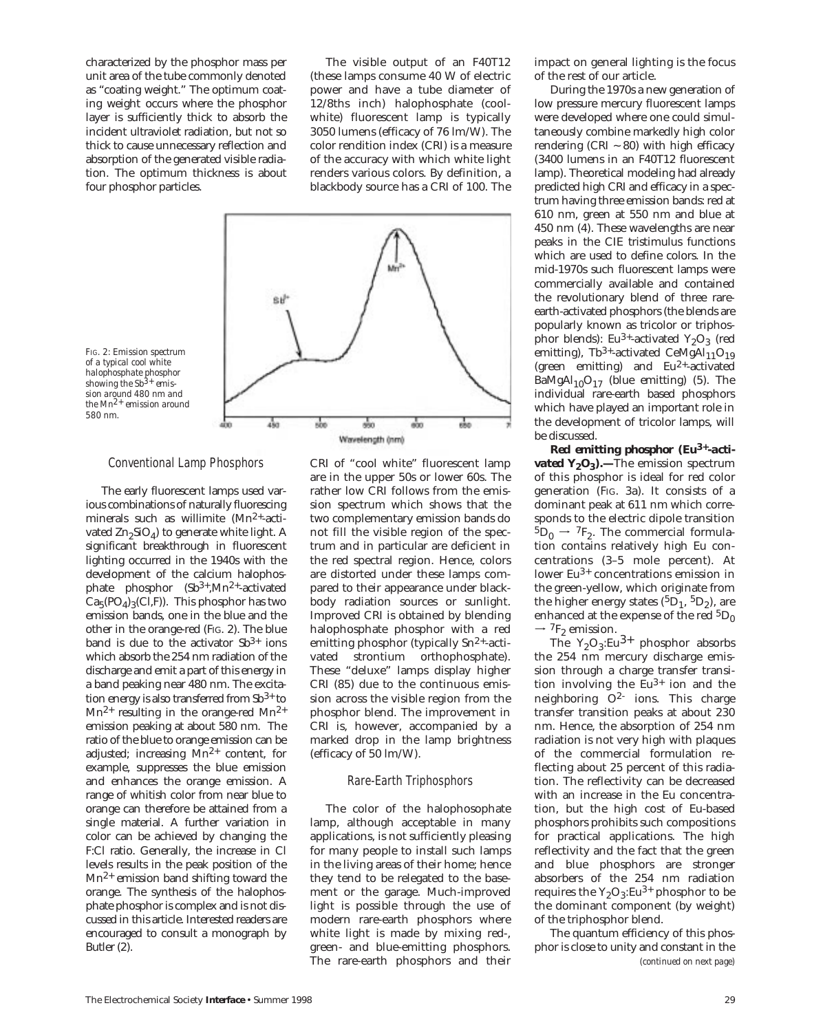characterized by the phosphor mass per unit area of the tube commonly denoted as "coating weight." The optimum coating weight occurs where the phosphor layer is sufficiently thick to absorb the incident ultraviolet radiation, but not so thick to cause unnecessary reflection and absorption of the generated visible radiation. The optimum thickness is about four phosphor particles.

The visible output of an F40T12 (these lamps consume 40 W of electric power and have a tube diameter of 12/8ths inch) halophosphate (cool-white) fluorescent lamp is typically 3050 lumens (efficacy of 76 lm/W). The color rendition index (CRI) is a measure of the accuracy with which white light renders various colors. By definition, a blackbody source has a CRI of 100. The CRI of "cool white" fluorescent lamp are in the upper 50s or lower 60s. The rather low CRI follows from the emission spectrum which shows that the two complementary emission bands do not fill the visible region of the spectrum and in particular are deficient in the red spectral region. Hence, colors are distorted under these lamps compared to their appearance under blackbody radiation sources or sunlight. Improved CRI is obtained by blending halophosphate phosphor with a red emitting phosphor (typically $Sn^{2+}$-activated strontium orthophosphate). These "deluxe" lamps display higher CRI (85) due to the continuous emission across the visible region from the phosphor blend. The improvement in CRI is, however, accompanied by a marked drop in the lamp brightness (efficacy of 50 lm/W).

FIG. 2: Emission spectrum of a typical cool white halophosphate phosphor showing the $Sb^{3+}$ emission around 480 nm and the $Mn^{2+}$ emission around 580 nm.

### Conventional Lamp Phosphors

The early fluorescent lamps used various combinations of naturally fluorescing minerals such as willimite ($Mn^{2+}$-activated $Zn_2SiO_4$) to generate white light. A significant breakthrough in fluorescent lighting occurred in the 1940s with the development of the calcium halophosphate phosphor ($Sb^{3+}$,$Mn^{2+}$-activated $Ca_5(PO_4)_3(Cl,F)$). This phosphor has two emission bands, one in the blue and the other in the orange-red (FIG. 2). The blue band is due to the activator $Sb^{3+}$ ions which absorb the 254 nm radiation of the discharge and emit a part of this energy in a band peaking near 480 nm. The excitation energy is also transferred from $Sb^{3+}$ to $Mn^{2+}$ resulting in the orange-red $Mn^{2+}$ emission peaking at about 580 nm. The ratio of the blue to orange emission can be adjusted; increasing $Mn^{2+}$ content, for example, suppresses the blue emission and enhances the orange emission. A range of whitish color from near blue to orange can therefore be attained from a single material. A further variation in color can be achieved by changing the F:Cl ratio. Generally, the increase in Cl levels results in the peak position of the $Mn^{2+}$ emission band shifting toward the orange. The synthesis of the halophosphate phosphor is complex and is not discussed in this article. Interested readers are encouraged to consult a monograph by Butler (2).

### Rare-Earth Triphosphors

The color of the halophosophate lamp, although acceptable in many applications, is not sufficiently pleasing for many people to install such lamps in the living areas of their home; hence they tend to be relegated to the basement or the garage. Much-improved light is possible through the use of modern rare-earth phosphors where white light is made by mixing red-, green- and blue-emitting phosphors. The rare-earth phosphors and their impact on general lighting is the focus of the rest of our article.

During the 1970s a new generation of low pressure mercury fluorescent lamps were developed where one could simultaneously combine markedly high color rendering (CRI ~ 80) with high efficacy (3400 lumens in an F40T12 fluorescent lamp). Theoretical modeling had already predicted high CRI and efficacy in a spectrum having three emission bands: red at 610 nm, green at 550 nm and blue at 450 nm (4). These wavelengths are near peaks in the CIE tristimulus functions which are used to define colors. In the mid-1970s such fluorescent lamps were commercially available and contained the revolutionary blend of three rare-earth-activated phosphors (the blends are popularly known as tricolor or triphosphor blends): $Eu^{3+}$-activated $Y_2O_3$ (red emitting), $Tb^{3+}$-activated $CeMgAl_{11}O_{19}$ (green emitting) and $Eu^{2+}$-activated $BaMgAl_{10}O_{17}$ (blue emitting) (5). The individual rare-earth based phosphors which have played an important role in the development of tricolor lamps, will be discussed.

**Red emitting phosphor ($Eu^{3+}$-activated $Y_2O_3$).—**The emission spectrum of this phosphor is ideal for red color generation (FIG. 3a). It consists of a dominant peak at 611 nm which corresponds to the electric dipole transition $^5D_0 \rightarrow {}^7F_2$. The commercial formulation contains relatively high Eu concentrations (3–5 mole percent). At lower $Eu^{3+}$ concentrations emission in the green-yellow, which originate from the higher energy states ($^5D_1$, $^5D_2$), are enhanced at the expense of the red $^5D_0 \rightarrow {}^7F_2$ emission.

The $Y_2O_3$:$Eu^{3+}$ phosphor absorbs the 254 nm mercury discharge emission through a charge transfer transition involving the $Eu^{3+}$ ion and the neighboring $O^{2-}$ ions. This charge transfer transition peaks at about 230 nm. Hence, the absorption of 254 nm radiation is not very high with plaques of the commercial formulation reflecting about 25 percent of this radiation. The reflectivity can be decreased with an increase in the Eu concentration, but the high cost of Eu-based phosphors prohibits such compositions for practical applications. The high reflectivity and the fact that the green and blue phosphors are stronger absorbers of the 254 nm radiation requires the $Y_2O_3$:$Eu^{3+}$ phosphor to be the dominant component (by weight) of the triphosphor blend.

The quantum efficiency of this phosphor is close to unity and constant in the

*(continued on next page)*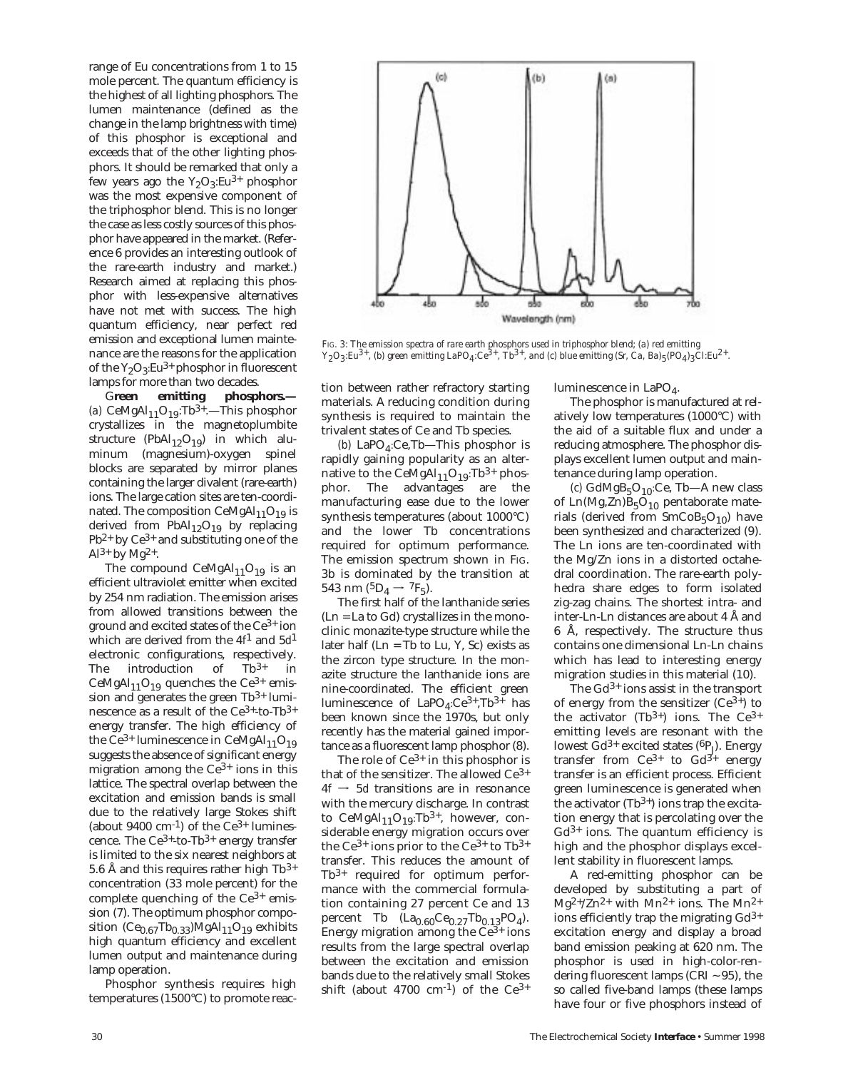range of Eu concentrations from 1 to 15 mole percent. The quantum efficiency is the highest of all lighting phosphors. The lumen maintenance (defined as the change in the lamp brightness with time) of this phosphor is exceptional and exceeds that of the other lighting phosphors. It should be remarked that only a few years ago the $Y_2O_3$:$Eu^{3+}$ phosphor was the most expensive component of the triphosphor blend. This is no longer the case as less costly sources of this phosphor have appeared in the market. (Reference 6 provides an interesting outlook of the rare-earth industry and market.) Research aimed at replacing this phosphor with less-expensive alternatives have not met with success. The high quantum efficiency, near perfect red emission and exceptional lumen maintenance are the reasons for the application of the $Y_2O_3$:$Eu^{3+}$ phosphor in fluorescent lamps for more than two decades.

**Green emitting phosphors.**—(a) $CeMgAl_{11}O_{19}$:$Tb^{3+}$.—This phosphor crystallizes in the magnetoplumbite structure ($PbAl_{12}O_{19}$) in which aluminum (magnesium)-oxygen spinel blocks are separated by mirror planes containing the larger divalent (rare-earth) ions. The large cation sites are ten-coordinated. The composition $CeMgAl_{11}O_{19}$ is derived from $PbAl_{12}O_{19}$ by replacing $Pb^{2+}$ by $Ce^{3+}$ and substituting one of the $Al^{3+}$ by $Mg^{2+}$.

The compound $CeMgAl_{11}O_{19}$ is an efficient ultraviolet emitter when excited by 254 nm radiation. The emission arises from allowed transitions between the ground and excited states of the $Ce^{3+}$ ion which are derived from the $4f^1$ and $5d^1$ electronic configurations, respectively. The introduction of $Tb^{3+}$ in $CeMgAl_{11}O_{19}$ quenches the $Ce^{3+}$ emission and generates the green $Tb^{3+}$ luminescence as a result of the $Ce^{3+}$-to-$Tb^{3+}$ energy transfer. The high efficiency of the $Ce^{3+}$ luminescence in $CeMgAl_{11}O_{19}$ suggests the absence of significant energy migration among the $Ce^{3+}$ ions in this lattice. The spectral overlap between the excitation and emission bands is small due to the relatively large Stokes shift (about 9400 $cm^{-1}$) of the $Ce^{3+}$ luminescence. The $Ce^{3+}$-to-$Tb^{3+}$ energy transfer is limited to the six nearest neighbors at 5.6 Å and this requires rather high $Tb^{3+}$ concentration (33 mole percent) for the complete quenching of the $Ce^{3+}$ emission (7). The optimum phosphor composition $(Ce_{0.67}Tb_{0.33})MgAl_{11}O_{19}$ exhibits high quantum efficiency and excellent lumen output and maintenance during lamp operation.

Phosphor synthesis requires high temperatures (1500°C) to promote reaction between rather refractory starting materials. A reducing condition during synthesis is required to maintain the trivalent states of Ce and Tb species.

(b) $LaPO_4$:Ce,Tb—This phosphor is rapidly gaining popularity as an alternative to the $CeMgAl_{11}O_{19}$:$Tb^{3+}$ phosphor. The advantages are the manufacturing ease due to the lower synthesis temperatures (about 1000°C) and the lower Tb concentrations required for optimum performance. The emission spectrum shown in Fig. 3b is dominated by the transition at 543 nm ($^5D_4 \rightarrow {}^7F_5$).

The first half of the lanthanide series (Ln = La to Gd) crystallizes in the monoclinic monazite-type structure while the later half (Ln = Tb to Lu, Y, Sc) exists as the zircon type structure. In the monazite structure the lanthanide ions are nine-coordinated. The efficient green luminescence of $LaPO_4$:$Ce^{3+}$,$Tb^{3+}$ has been known since the 1970s, but only recently has the material gained importance as a fluorescent lamp phosphor (8).

The role of $Ce^{3+}$ in this phosphor is that of the sensitizer. The allowed $Ce^{3+}$ $4f \rightarrow 5d$ transitions are in resonance with the mercury discharge. In contrast to $CeMgAl_{11}O_{19}$:$Tb^{3+}$, however, considerable energy migration occurs over the $Ce^{3+}$ ions prior to the $Ce^{3+}$ to $Tb^{3+}$ transfer. This reduces the amount of $Tb^{3+}$ required for optimum performance with the commercial formulation containing 27 percent Ce and 13 percent Tb ($La_{0.60}Ce_{0.27}Tb_{0.13}PO_4$). Energy migration among the $Ce^{3+}$ ions results from the large spectral overlap between the excitation and emission bands due to the relatively small Stokes shift (about 4700 $cm^{-1}$) of the $Ce^{3+}$ luminescence in $LaPO_4$.

Fig. 3: The emission spectra of rare earth phosphors used in triphosphor blend; (a) red emitting $Y_2O_3$:$Eu^{3+}$, (b) green emitting $LaPO_4$:$Ce^{3+}$, $Tb^{3+}$, and (c) blue emitting $(Sr, Ca, Ba)_5(PO_4)_3Cl$:$Eu^{2+}$.

The phosphor is manufactured at relatively low temperatures (1000°C) with the aid of a suitable flux and under a reducing atmosphere. The phosphor displays excellent lumen output and maintenance during lamp operation.

(c) $GdMgB_5O_{10}$:Ce, Tb—A new class of $Ln(Mg,Zn)B_5O_{10}$ pentaborate materials (derived from $SmCoB_5O_{10}$) have been synthesized and characterized (9). The Ln ions are ten-coordinated with the Mg/Zn ions in a distorted octahedral coordination. The rare-earth polyhedra share edges to form isolated zig-zag chains. The shortest intra- and inter-Ln-Ln distances are about 4 Å and 6 Å, respectively. The structure thus contains one dimensional Ln-Ln chains which has lead to interesting energy migration studies in this material (10).

The $Gd^{3+}$ ions assist in the transport of energy from the sensitizer ($Ce^{3+}$) to the activator ($Tb^{3+}$) ions. The $Ce^{3+}$ emitting levels are resonant with the lowest $Gd^{3+}$ excited states ($^6P_J$). Energy transfer from $Ce^{3+}$ to $Gd^{3+}$ energy transfer is an efficient process. Efficient green luminescence is generated when the activator ($Tb^{3+}$) ions trap the excitation energy that is percolating over the $Gd^{3+}$ ions. The quantum efficiency is high and the phosphor displays excellent stability in fluorescent lamps.

A red-emitting phosphor can be developed by substituting a part of $Mg^{2+}$/$Zn^{2+}$ with $Mn^{2+}$ ions. The $Mn^{2+}$ ions efficiently trap the migrating $Gd^{3+}$ excitation energy and display a broad band emission peaking at 620 nm. The phosphor is used in high-color-rendering fluorescent lamps (CRI ~95), the so called five-band lamps (these lamps have four or five phosphors instead of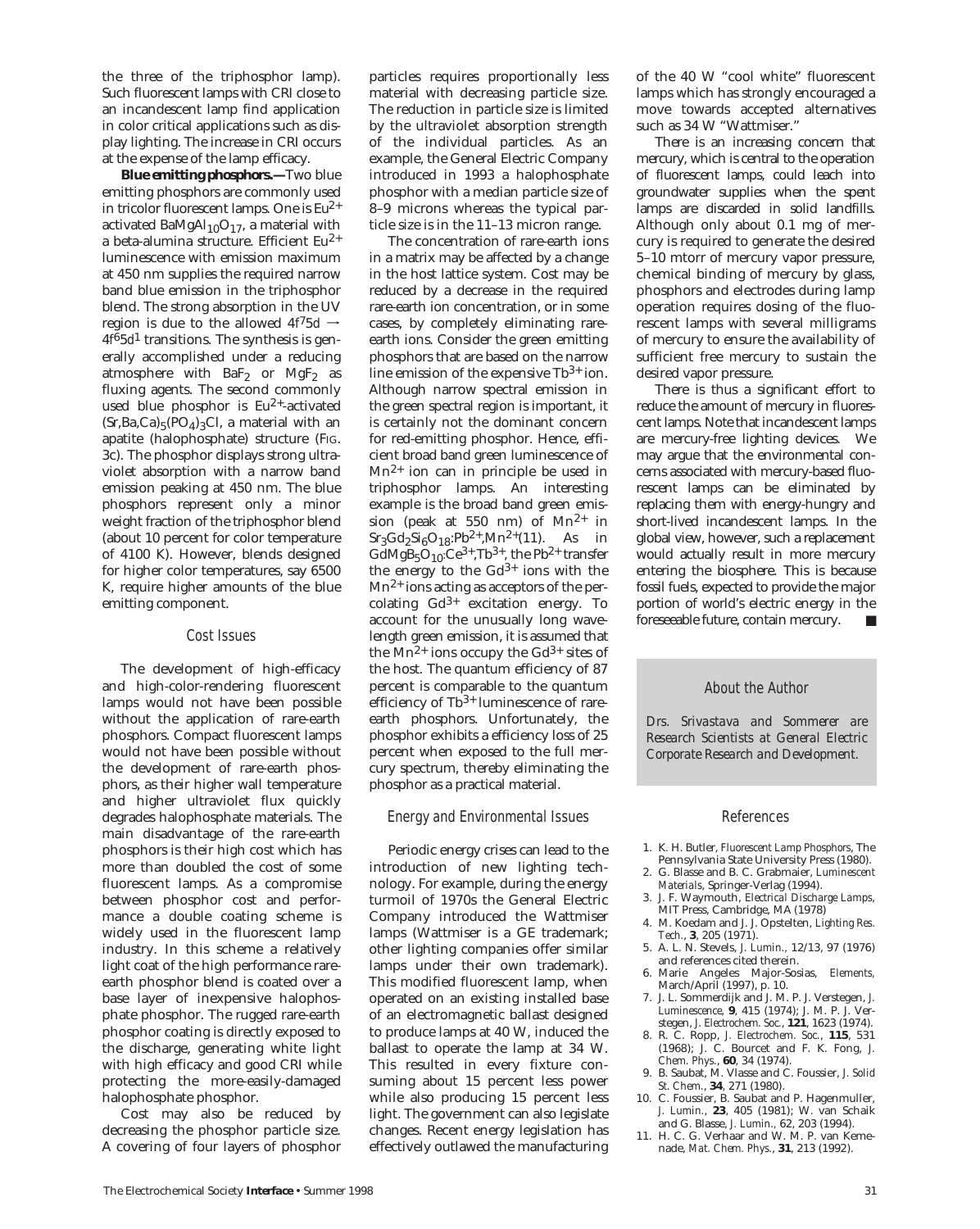the three of the triphosphor lamp). Such fluorescent lamps with CRI close to an incandescent lamp find application in color critical applications such as display lighting. The increase in CRI occurs at the expense of the lamp efficacy.

**Blue emitting phosphors.—**Two blue emitting phosphors are commonly used in tricolor fluorescent lamps. One is $Eu^{2+}$ activated $BaMgAl_{10}O_{17}$, a material with a beta-alumina structure. Efficient $Eu^{2+}$ luminescence with emission maximum at 450 nm supplies the required narrow band blue emission in the triphosphor blend. The strong absorption in the UV region is due to the allowed $4f^7 5d \rightarrow 4f^6 5d^1$ transitions. The synthesis is generally accomplished under a reducing atmosphere with $BaF_2$ or $MgF_2$ as fluxing agents. The second commonly used blue phosphor is $Eu^{2+}$-activated $(Sr,Ba,Ca)_5(PO_4)_3Cl$, a material with an apatite (halophosphate) structure (Fig. 3c). The phosphor displays strong ultraviolet absorption with a narrow band emission peaking at 450 nm. The blue phosphors represent only a minor weight fraction of the triphosphor blend (about 10 percent for color temperature of 4100 K). However, blends designed for higher color temperatures, say 6500 K, require higher amounts of the blue emitting component.

## Cost Issues

The development of high-efficacy and high-color-rendering fluorescent lamps would not have been possible without the application of rare-earth phosphors. Compact fluorescent lamps would not have been possible without the development of rare-earth phosphors, as their higher wall temperature and higher ultraviolet flux quickly degrades halophosphate materials. The main disadvantage of the rare-earth phosphors is their high cost which has more than doubled the cost of some fluorescent lamps. As a compromise between phosphor cost and performance a double coating scheme is widely used in the fluorescent lamp industry. In this scheme a relatively light coat of the high performance rare-earth phosphor blend is coated over a base layer of inexpensive halophosphate phosphor. The rugged rare-earth phosphor coating is directly exposed to the discharge, generating white light with high efficacy and good CRI while protecting the more-easily-damaged halophosphate phosphor.

Cost may also be reduced by decreasing the phosphor particle size. A covering of four layers of phosphor particles requires proportionally less material with decreasing particle size. The reduction in particle size is limited by the ultraviolet absorption strength of the individual particles. As an example, the General Electric Company introduced in 1993 a halophosphate phosphor with a median particle size of 8–9 microns whereas the typical particle size is in the 11–13 micron range.

The concentration of rare-earth ions in a matrix may be affected by a change in the host lattice system. Cost may be reduced by a decrease in the required rare-earth ion concentration, or in some cases, by completely eliminating rare-earth ions. Consider the green emitting phosphors that are based on the narrow line emission of the expensive $Tb^{3+}$ ion. Although narrow spectral emission in the green spectral region is important, it is certainly not the dominant concern for red-emitting phosphor. Hence, efficient broad band green luminescence of $Mn^{2+}$ ion can in principle be used in triphosphor lamps. An interesting example is the broad band green emission (peak at 550 nm) of $Mn^{2+}$ in $Sr_3Gd_2Si_6O_{18}:Pb^{2+},Mn^{2+}$(11). As in $GdMgB_5O_{10}:Ce^{3+},Tb^{3+}$, the $Pb^{2+}$ transfer the energy to the $Gd^{3+}$ ions with the $Mn^{2+}$ ions acting as acceptors of the percolating $Gd^{3+}$ excitation energy. To account for the unusually long wavelength green emission, it is assumed that the $Mn^{2+}$ ions occupy the $Gd^{3+}$ sites of the host. The quantum efficiency of 87 percent is comparable to the quantum efficiency of $Tb^{3+}$ luminescence of rare-earth phosphors. Unfortunately, the phosphor exhibits a efficiency loss of 25 percent when exposed to the full mercury spectrum, thereby eliminating the phosphor as a practical material.

## Energy and Environmental Issues

Periodic energy crises can lead to the introduction of new lighting technology. For example, during the energy turmoil of 1970s the General Electric Company introduced the Wattmiser lamps (Wattmiser is a GE trademark; other lighting companies offer similar lamps under their own trademark). This modified fluorescent lamp, when operated on an existing installed base of an electromagnetic ballast designed to produce lamps at 40 W, induced the ballast to operate the lamp at 34 W. This resulted in every fixture consuming about 15 percent less power while also producing 15 percent less light. The government can also legislate changes. Recent energy legislation has effectively outlawed the manufacturing of the 40 W "cool white" fluorescent lamps which has strongly encouraged a move towards accepted alternatives such as 34 W "Wattmiser."

There is an increasing concern that mercury, which is central to the operation of fluorescent lamps, could leach into groundwater supplies when the spent lamps are discarded in solid landfills. Although only about 0.1 mg of mercury is required to generate the desired 5–10 mtorr of mercury vapor pressure, chemical binding of mercury by glass, phosphors and electrodes during lamp operation requires dosing of the fluorescent lamps with several milligrams of mercury to ensure the availability of sufficient free mercury to sustain the desired vapor pressure.

There is thus a significant effort to reduce the amount of mercury in fluorescent lamps. Note that incandescent lamps are mercury-free lighting devices. We may argue that the environmental concerns associated with mercury-based fluorescent lamps can be eliminated by replacing them with energy-hungry and short-lived incandescent lamps. In the global view, however, such a replacement would actually result in more mercury entering the biosphere. This is because fossil fuels, expected to provide the major portion of world's electric energy in the foreseeable future, contain mercury. ■

## About the Author

*Drs. Srivastava and Sommerer are Research Scientists at General Electric Corporate Research and Development.*

## References

1. K. H. Butler, *Fluorescent Lamp Phosphors*, The Pennsylvania State University Press (1980).
2. G. Blasse and B. C. Grabmaier, *Luminescent Materials*, Springer-Verlag (1994).
3. J. F. Waymouth, *Electrical Discharge Lamps*, MIT Press, Cambridge, MA (1978)
4. M. Koedam and J. J. Opstelten, *Lighting Res. Tech.*, **3**, 205 (1971).
5. A. L. N. Stevels, *J. Lumin.*, 12/13, 97 (1976) and references cited therein.
6. Marie Angeles Major-Sosias, *Elements*, March/April (1997), p. 10.
7. J. L. Sommerdijk and J. M. P. J. Verstegen, *J. Luminescence*, **9**, 415 (1974); J. M. P. J. Verstegen, *J. Electrochem. Soc.*, **121**, 1623 (1974).
8. R. C. Ropp, *J. Electrochem. Soc.*, **115**, 531 (1968); J. C. Bourcet and F. K. Fong, *J. Chem. Phys.*, **60**, 34 (1974).
9. B. Saubat, M. Vlasse and C. Foussier, *J. Solid St. Chem.*, **34**, 271 (1980).
10. C. Foussier, B. Saubat and P. Hagenmuller, *J. Lumin.*, **23**, 405 (1981); W. van Schaik and G. Blasse, *J. Lumin.*, 62, 203 (1994).
11. H. C. G. Verhaar and W. M. P. van Kemenade, *Mat. Chem. Phys.*, **31**, 213 (1992).